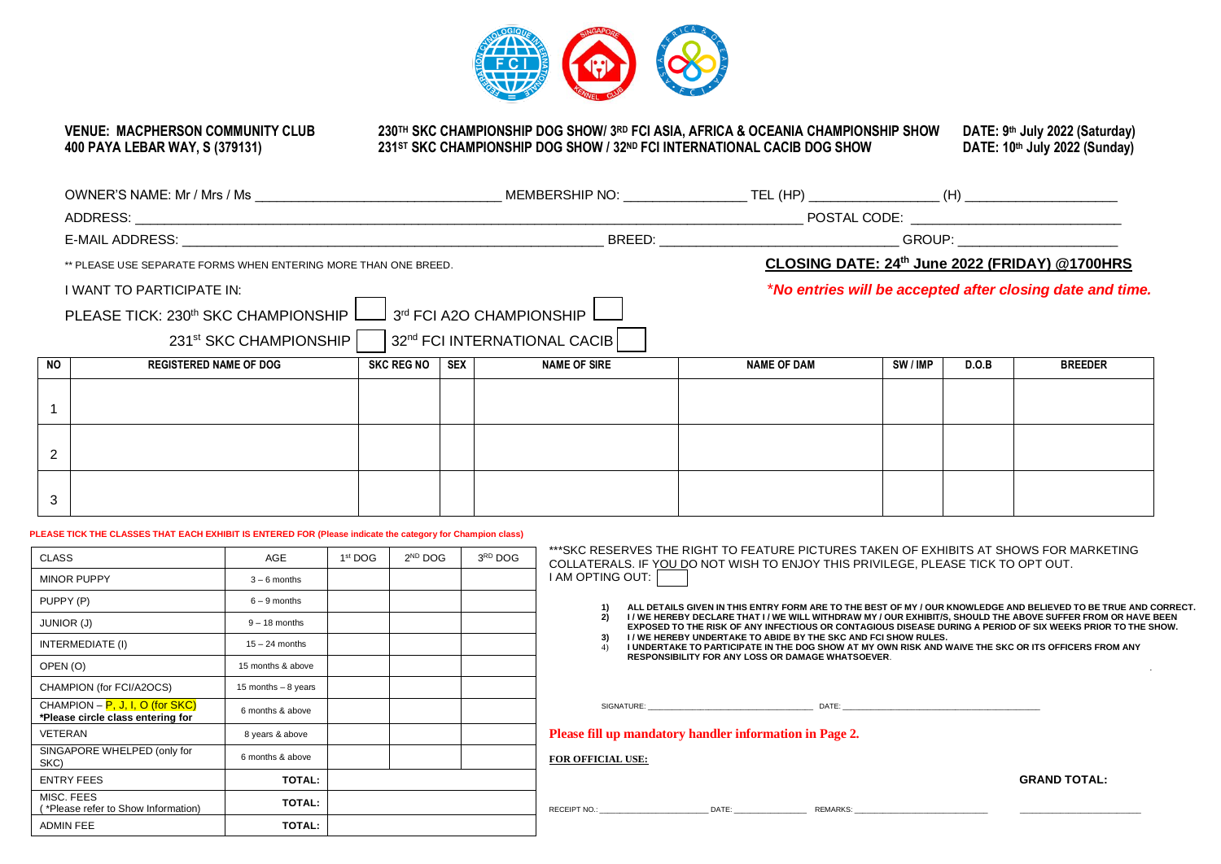**VENUE: MACPHERSON COMMUNITY CLUB**
**400 PAYA LEBAR WAY, S (379131)**

**230TH SKC CHAMPIONSHIP DOG SHOW/ 3RD FCI ASIA, AFRICA & OCEANIA CHAMPIONSHIP SHOW**
**231ST SKC CHAMPIONSHIP DOG SHOW / 32ND FCI INTERNATIONAL CACIB DOG SHOW**

**DATE: 9th July 2022 (Saturday)**
**DATE: 10th July 2022 (Sunday)**

OWNER'S NAME: Mr / Mrs / Ms ________________ MEMBERSHIP NO: ________ TEL (HP) ________ (H) ________

ADDRESS: ______________________________ POSTAL CODE: ____________

E-MAIL ADDRESS: ____________________ BREED: ____________ GROUP: ________

** PLEASE USE SEPARATE FORMS WHEN ENTERING MORE THAN ONE BREED.

**CLOSING DATE: 24th June 2022 (FRIDAY) @1700HRS**

*No entries will be accepted after closing date and time.*

I WANT TO PARTICIPATE IN:

PLEASE TICK: 230th SKC CHAMPIONSHIP [ ] 3rd FCI A2O CHAMPIONSHIP [ ]

231st SKC CHAMPIONSHIP [ ] 32nd FCI INTERNATIONAL CACIB [ ]

| NO | REGISTERED NAME OF DOG | SKC REG NO | SEX | NAME OF SIRE | NAME OF DAM | SW / IMP | D.O.B | BREEDER |
|---|---|---|---|---|---|---|---|---|
| 1 | | | | | | | | |
| 2 | | | | | | | | |
| 3 | | | | | | | | |

**PLEASE TICK THE CLASSES THAT EACH EXHIBIT IS ENTERED FOR (Please indicate the category for Champion class)**

| CLASS | AGE | 1st DOG | 2ND DOG | 3RD DOG |
|---|---|---|---|---|
| MINOR PUPPY | 3 – 6 months | | | |
| PUPPY (P) | 6 – 9 months | | | |
| JUNIOR (J) | 9 – 18 months | | | |
| INTERMEDIATE (I) | 15 – 24 months | | | |
| OPEN (O) | 15 months & above | | | |
| CHAMPION (for FCI/A2OCS) | 15 months – 8 years | | | |
| CHAMPION – P, J, I, O (for SKC) *Please circle class entering for | 6 months & above | | | |
| VETERAN | 8 years & above | | | |
| SINGAPORE WHELPED (only for SKC) | 6 months & above | | | |
| ENTRY FEES | **TOTAL:** | | | |
| MISC. FEES (*Please refer to Show Information) | **TOTAL:** | | | |
| ADMIN FEE | **TOTAL:** | | | |

***SKC RESERVES THE RIGHT TO FEATURE PICTURES TAKEN OF EXHIBITS AT SHOWS FOR MARKETING COLLATERALS. IF YOU DO NOT WISH TO ENJOY THIS PRIVILEGE, PLEASE TICK TO OPT OUT.
I AM OPTING OUT: [ ]

1) **ALL DETAILS GIVEN IN THIS ENTRY FORM ARE TO THE BEST OF MY / OUR KNOWLEDGE AND BELIEVED TO BE TRUE AND CORRECT.**
2) **I / WE HEREBY DECLARE THAT I / WE WILL WITHDRAW MY / OUR EXHIBIT/S, SHOULD THE ABOVE SUFFER FROM OR HAVE BEEN EXPOSED TO THE RISK OF ANY INFECTIOUS OR CONTAGIOUS DISEASE DURING A PERIOD OF SIX WEEKS PRIOR TO THE SHOW.**
3) **I / WE HEREBY UNDERTAKE TO ABIDE BY THE SKC AND FCI SHOW RULES.**
4) **I UNDERTAKE TO PARTICIPATE IN THE DOG SHOW AT MY OWN RISK AND WAIVE THE SKC OR ITS OFFICERS FROM ANY RESPONSIBILITY FOR ANY LOSS OR DAMAGE WHATSOEVER.**

SIGNATURE: ____________________ DATE: ____________________

**Please fill up mandatory handler information in Page 2.**

**FOR OFFICIAL USE:**

**GRAND TOTAL:**

RECEIPT NO.: ____________ DATE: ________ REMARKS: ____________ ____________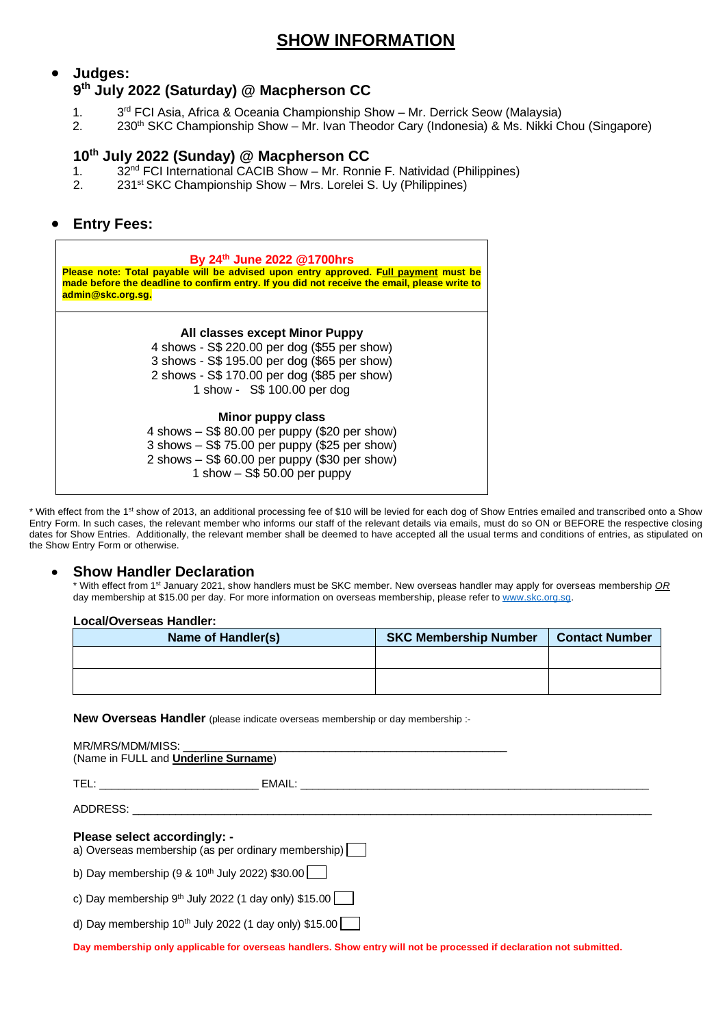# SHOW INFORMATION

- **Judges:**

  **9th July 2022 (Saturday) @ Macpherson CC**

  1. 3rd FCI Asia, Africa & Oceania Championship Show – Mr. Derrick Seow (Malaysia)
  2. 230th SKC Championship Show – Mr. Ivan Theodor Cary (Indonesia) & Ms. Nikki Chou (Singapore)

  **10th July 2022 (Sunday) @ Macpherson CC**

  1. 32nd FCI International CACIB Show – Mr. Ronnie F. Natividad (Philippines)
  2. 231st SKC Championship Show – Mrs. Lorelei S. Uy (Philippines)

- **Entry Fees:**

**By 24th June 2022 @1700hrs**

**Please note: Total payable will be advised upon entry approved. Full payment must be made before the deadline to confirm entry. If you did not receive the email, please write to admin@skc.org.sg.**

**All classes except Minor Puppy**
4 shows - S$ 220.00 per dog ($55 per show)
3 shows - S$ 195.00 per dog ($65 per show)
2 shows - S$ 170.00 per dog ($85 per show)
1 show - S$ 100.00 per dog

**Minor puppy class**
4 shows – S$ 80.00 per puppy ($20 per show)
3 shows – S$ 75.00 per puppy ($25 per show)
2 shows – S$ 60.00 per puppy ($30 per show)
1 show – S$ 50.00 per puppy

* With effect from the 1st show of 2013, an additional processing fee of $10 will be levied for each dog of Show Entries emailed and transcribed onto a Show Entry Form. In such cases, the relevant member who informs our staff of the relevant details via emails, must do so ON or BEFORE the respective closing dates for Show Entries. Additionally, the relevant member shall be deemed to have accepted all the usual terms and conditions of entries, as stipulated on the Show Entry Form or otherwise.

- **Show Handler Declaration**

  * With effect from 1st January 2021, show handlers must be SKC member. New overseas handler may apply for overseas membership *OR* day membership at $15.00 per day. For more information on overseas membership, please refer to www.skc.org.sg.

**Local/Overseas Handler:**

| Name of Handler(s) | SKC Membership Number | Contact Number |
|---|---|---|
| | | |
| | | |

**New Overseas Handler** (please indicate overseas membership or day membership :-

MR/MRS/MDM/MISS: ____________________________________________________
(Name in FULL and **Underline Surname**)

TEL: __________________________ EMAIL: ____________________________________________

ADDRESS: ______________________________________________________________________

**Please select accordingly: -**

a) Overseas membership (as per ordinary membership) ☐

b) Day membership (9 & 10th July 2022) $30.00 ☐

c) Day membership 9th July 2022 (1 day only) $15.00 ☐

d) Day membership 10th July 2022 (1 day only) $15.00 ☐

**Day membership only applicable for overseas handlers. Show entry will not be processed if declaration not submitted.**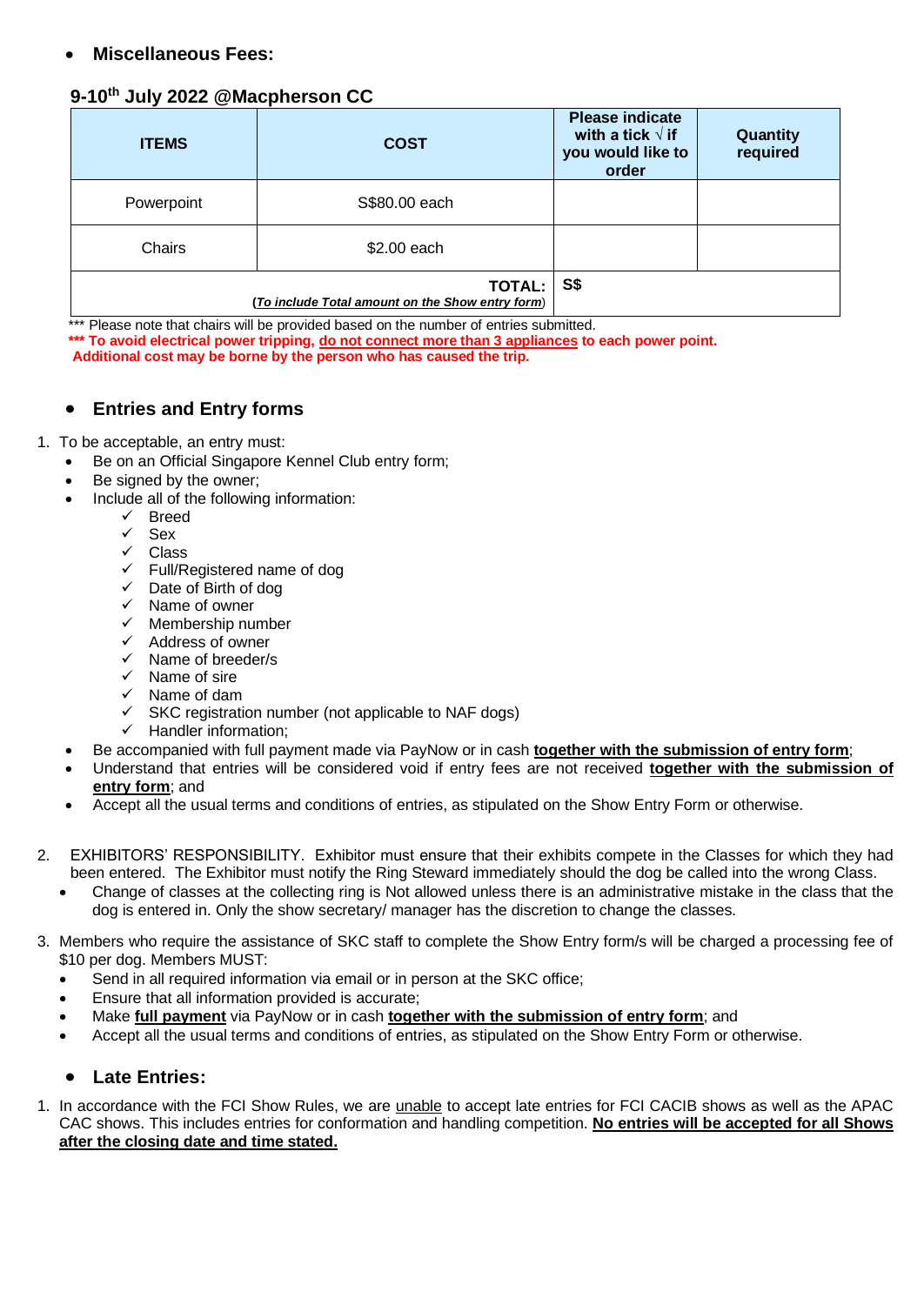- **Miscellaneous Fees:**

**9-10th July 2022 @Macpherson CC**

| ITEMS | COST | Please indicate with a tick √ if you would like to order | Quantity required |
|---|---|---|---|
| Powerpoint | S$80.00 each | | |
| Chairs | $2.00 each | | |
| **TOTAL:** (***To include Total amount on the Show entry form***) | | **S$** | |

*** Please note that chairs will be provided based on the number of entries submitted.

**\*\*\* To avoid electrical power tripping, <u>do not connect more than 3 appliances</u> to each power point. Additional cost may be borne by the person who has caused the trip.**

- **Entries and Entry forms**

1. To be acceptable, an entry must:
   - Be on an Official Singapore Kennel Club entry form;
   - Be signed by the owner;
   - Include all of the following information:
     - ✓ Breed
     - ✓ Sex
     - ✓ Class
     - ✓ Full/Registered name of dog
     - ✓ Date of Birth of dog
     - ✓ Name of owner
     - ✓ Membership number
     - ✓ Address of owner
     - ✓ Name of breeder/s
     - ✓ Name of sire
     - ✓ Name of dam
     - ✓ SKC registration number (not applicable to NAF dogs)
     - ✓ Handler information;
   - Be accompanied with full payment made via PayNow or in cash **<u>together with the submission of entry form</u>**;
   - Understand that entries will be considered void if entry fees are not received **<u>together with the submission of entry form</u>**; and
   - Accept all the usual terms and conditions of entries, as stipulated on the Show Entry Form or otherwise.

2. EXHIBITORS' RESPONSIBILITY. Exhibitor must ensure that their exhibits compete in the Classes for which they had been entered. The Exhibitor must notify the Ring Steward immediately should the dog be called into the wrong Class.
   - Change of classes at the collecting ring is Not allowed unless there is an administrative mistake in the class that the dog is entered in. Only the show secretary/ manager has the discretion to change the classes.

3. Members who require the assistance of SKC staff to complete the Show Entry form/s will be charged a processing fee of $10 per dog. Members MUST:
   - Send in all required information via email or in person at the SKC office;
   - Ensure that all information provided is accurate;
   - Make **<u>full payment</u>** via PayNow or in cash **<u>together with the submission of entry form</u>**; and
   - Accept all the usual terms and conditions of entries, as stipulated on the Show Entry Form or otherwise.

- **Late Entries:**

1. In accordance with the FCI Show Rules, we are <u>unable</u> to accept late entries for FCI CACIB shows as well as the APAC CAC shows. This includes entries for conformation and handling competition. **<u>No entries will be accepted for all Shows after the closing date and time stated.</u>**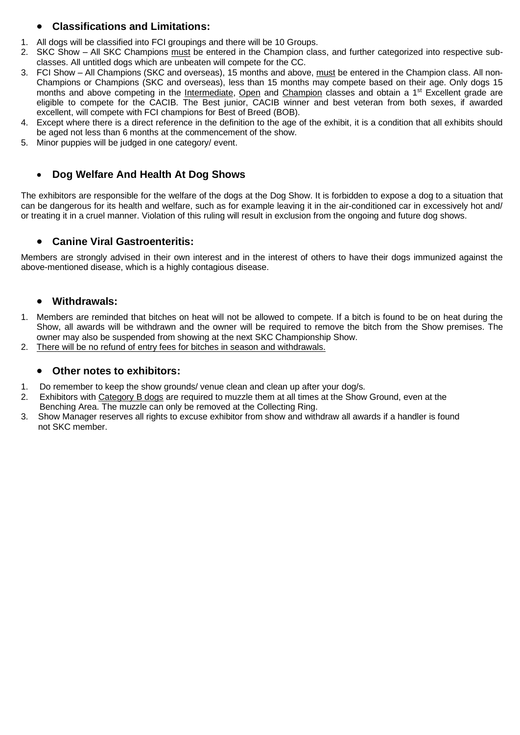- **Classifications and Limitations:**

1. All dogs will be classified into FCI groupings and there will be 10 Groups.
2. SKC Show – All SKC Champions must be entered in the Champion class, and further categorized into respective sub-classes. All untitled dogs which are unbeaten will compete for the CC.
3. FCI Show – All Champions (SKC and overseas), 15 months and above, must be entered in the Champion class. All non-Champions or Champions (SKC and overseas), less than 15 months may compete based on their age. Only dogs 15 months and above competing in the Intermediate, Open and Champion classes and obtain a 1st Excellent grade are eligible to compete for the CACIB. The Best junior, CACIB winner and best veteran from both sexes, if awarded excellent, will compete with FCI champions for Best of Breed (BOB).
4. Except where there is a direct reference in the definition to the age of the exhibit, it is a condition that all exhibits should be aged not less than 6 months at the commencement of the show.
5. Minor puppies will be judged in one category/ event.

- **Dog Welfare And Health At Dog Shows**

The exhibitors are responsible for the welfare of the dogs at the Dog Show. It is forbidden to expose a dog to a situation that can be dangerous for its health and welfare, such as for example leaving it in the air-conditioned car in excessively hot and/ or treating it in a cruel manner. Violation of this ruling will result in exclusion from the ongoing and future dog shows.

- **Canine Viral Gastroenteritis:**

Members are strongly advised in their own interest and in the interest of others to have their dogs immunized against the above-mentioned disease, which is a highly contagious disease.

- **Withdrawals:**

1. Members are reminded that bitches on heat will not be allowed to compete. If a bitch is found to be on heat during the Show, all awards will be withdrawn and the owner will be required to remove the bitch from the Show premises. The owner may also be suspended from showing at the next SKC Championship Show.
2. There will be no refund of entry fees for bitches in season and withdrawals.

- **Other notes to exhibitors:**

1. Do remember to keep the show grounds/ venue clean and clean up after your dog/s.
2. Exhibitors with Category B dogs are required to muzzle them at all times at the Show Ground, even at the Benching Area. The muzzle can only be removed at the Collecting Ring.
3. Show Manager reserves all rights to excuse exhibitor from show and withdraw all awards if a handler is found not SKC member.